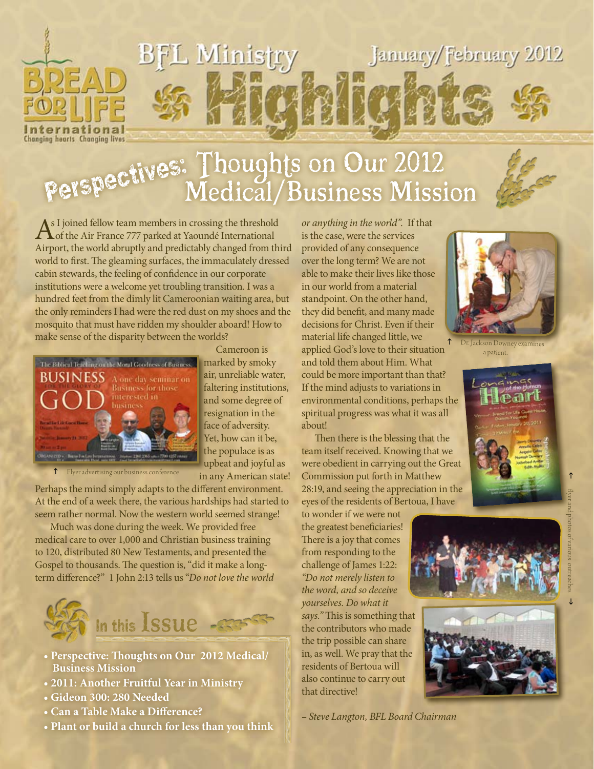# BFL Ministry Highlights

January/February 2012

## Perspectives: Thoughts on Our 2012 Medical/Business Mission

As I joined fellow team members in crossing the threshold of the Air France 777 parked at Yaoundé International Airport, the world abruptly and predictably changed from third world to first. The gleaming surfaces, the immaculately dressed cabin stewards, the feeling of confidence in our corporate institutions were a welcome yet troubling transition. I was a hundred feet from the dimly lit Cameroonian waiting area, but the only reminders I had were the red dust on my shoes and the mosquito that must have ridden my shoulder aboard! How to make sense of the disparity between the worlds?

Cameroon is marked by smoky air, unreliable water, faltering institutions, and some degree of resignation in the face of adversity. Yet, how can it be, the populace is as upbeat and joyful as in any American state! Perhaps the mind simply adapts to the different environment. At the end of a week there, the various hardships had started to seem rather normal. Now the western world seemed strange!

↑ Flyer advertising our business conference

Much was done during the week. We provided free medical care to over 1,000 and Christian business training to 120, distributed 80 New Testaments, and presented the Gospel to thousands. The question is, "did it make a long-term difference?" 1 John 2:13 tells us *"Do not love the world or anything in the world".* If that is the case, were the services provided of any consequence over the long term? We are not able to make their lives like those in our world from a material standpoint. On the other hand, they did benefit, and many made decisions for Christ. Even if their material life changed little, we applied God's love to their situation and told them about Him. What could be more important than that? If the mind adjusts to variations in environmental conditions, perhaps the spiritual progress was what it was all about!

↑ Dr. Jackson Downey examines a patient.

Then there is the blessing that the team itself received. Knowing that we were obedient in carrying out the Great Commission put forth in Matthew 28:19, and seeing the appreciation in the eyes of the residents of Bertoua, I have to wonder if we were not the greatest beneficiaries! There is a joy that comes from responding to the challenge of James 1:22: *"Do not merely listen to the word, and so deceive yourselves. Do what it says."* This is something that the contributors who made the trip possible can share in, as well. We pray that the residents of Bertoua will also continue to carry out that directive!

*– Steve Langton, BFL Board Chairman*

↑ flyer and photos of various outreaches ↓

## In this Issue

- **Perspective: Thoughts on Our 2012 Medical/Business Mission**
- **2011: Another Fruitful Year in Ministry**
- **Gideon 300: 280 Needed**
- **Can a Table Make a Difference?**
- **Plant or build a church for less than you think**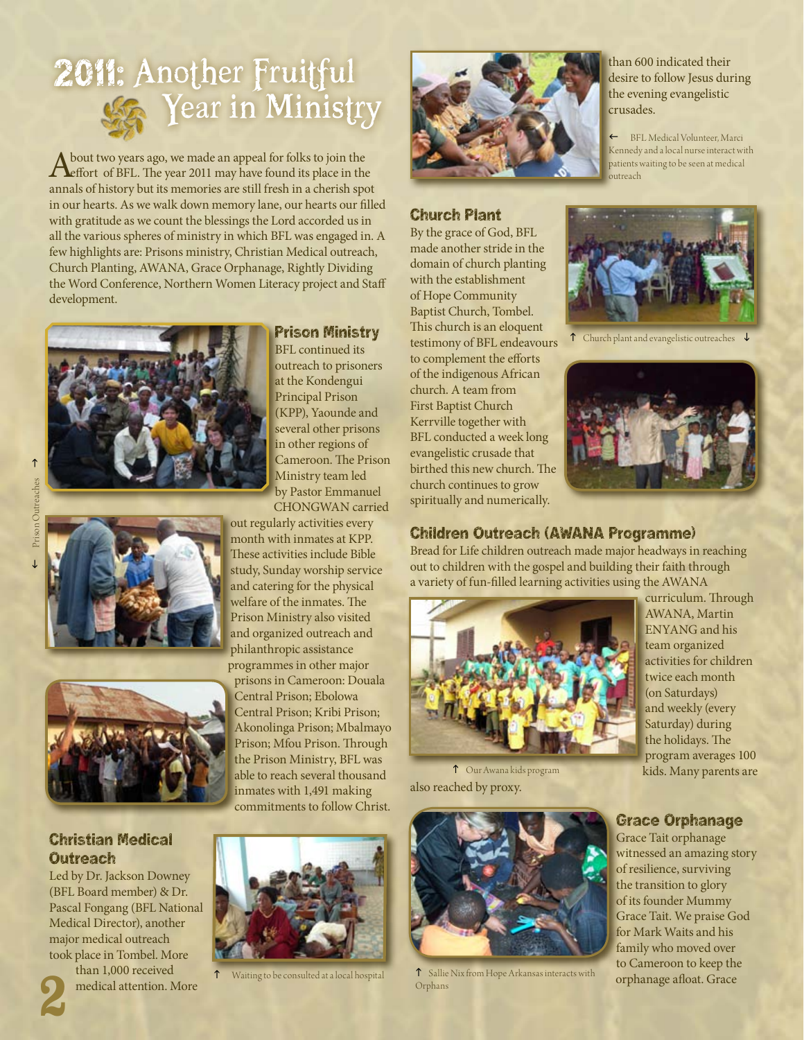# 2011: Another Fruitful Year in Ministry

About two years ago, we made an appeal for folks to join the effort of BFL. The year 2011 may have found its place in the annals of history but its memories are still fresh in a cherish spot in our hearts. As we walk down memory lane, our hearts our filled with gratitude as we count the blessings the Lord accorded us in all the various spheres of ministry in which BFL was engaged in. A few highlights are: Prisons ministry, Christian Medical outreach, Church Planting, AWANA, Grace Orphanage, Rightly Dividing the Word Conference, Northern Women Literacy project and Staff development.

## Prison Ministry

BFL continued its outreach to prisoners at the Kondengui Principal Prison (KPP), Yaounde and several other prisons in other regions of Cameroon. The Prison Ministry team led by Pastor Emmanuel CHONGWAN carried out regularly activities every month with inmates at KPP. These activities include Bible study, Sunday worship service and catering for the physical welfare of the inmates. The Prison Ministry also visited and organized outreach and philanthropic assistance programmes in other major prisons in Cameroon: Douala Central Prison; Ebolowa Central Prison; Kribi Prison; Akonolinga Prison; Mbalmayo Prison; Mfou Prison. Through the Prison Ministry, BFL was able to reach several thousand inmates with 1,491 making commitments to follow Christ.

↑ Prison Outreaches ↓

## Christian Medical Outreach

Led by Dr. Jackson Downey (BFL Board member) & Dr. Pascal Fongang (BFL National Medical Director), another major medical outreach took place in Tombel. More than 1,000 received medical attention. More than 600 indicated their desire to follow Jesus during the evening evangelistic crusades.

↑ Waiting to be consulted at a local hospital

← BFL Medical Volunteer, Marci Kennedy and a local nurse interact with patients waiting to be seen at medical outreach

## Church Plant

By the grace of God, BFL made another stride in the domain of church planting with the establishment of Hope Community Baptist Church, Tombel. This church is an eloquent testimony of BFL endeavours to complement the efforts of the indigenous African church. A team from First Baptist Church Kerrville together with BFL conducted a week long evangelistic crusade that birthed this new church. The church continues to grow spiritually and numerically.

↑ Church plant and evangelistic outreaches ↓

## Children Outreach (AWANA Programme)

Bread for Life children outreach made major headways in reaching out to children with the gospel and building their faith through a variety of fun-filled learning activities using the AWANA curriculum. Through AWANA, Martin ENYANG and his team organized activities for children twice each month (on Saturdays) and weekly (every Saturday) during the holidays. The program averages 100 kids. Many parents are also reached by proxy.

↑ Our Awana kids program

## Grace Orphanage

Grace Tait orphanage witnessed an amazing story of resilience, surviving the transition to glory of its founder Mummy Grace Tait. We praise God for Mark Waits and his family who moved over to Cameroon to keep the orphanage afloat. Grace

↑ Sallie Nix from Hope Arkansas interacts with Orphans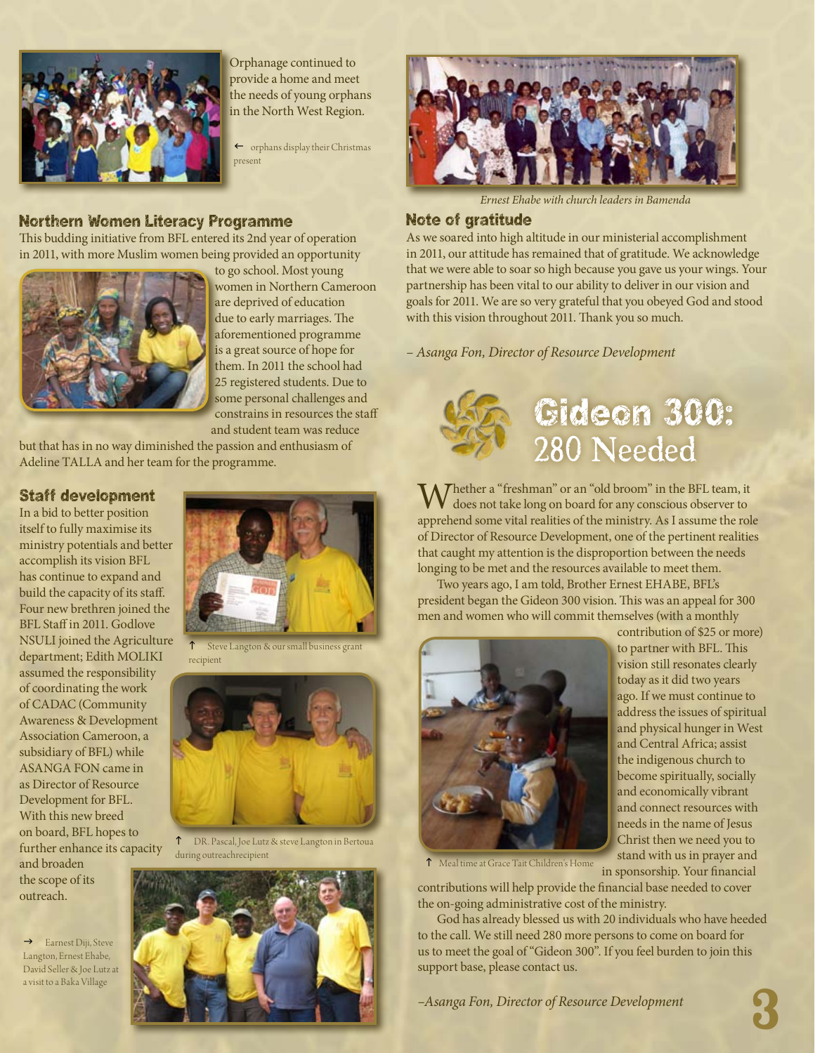Orphanage continued to provide a home and meet the needs of young orphans in the North West Region.

← orphans display their Christmas present

## Northern Women Literacy Programme

This budding initiative from BFL entered its 2nd year of operation in 2011, with more Muslim women being provided an opportunity to go school. Most young women in Northern Cameroon are deprived of education due to early marriages. The aforementioned programme is a great source of hope for them. In 2011 the school had 25 registered students. Due to some personal challenges and constrains in resources the staff and student team was reduce but that has in no way diminished the passion and enthusiasm of Adeline TALLA and her team for the programme.

## Staff development

In a bid to better position itself to fully maximise its ministry potentials and better accomplish its vision BFL has continue to expand and build the capacity of its staff. Four new brethren joined the BFL Staff in 2011. Godlove NSULI joined the Agriculture department; Edith MOLIKI assumed the responsibility of coordinating the work of CADAC (Community Awareness & Development Association Cameroon, a subsidiary of BFL) while ASANGA FON came in as Director of Resource Development for BFL. With this new breed on board, BFL hopes to further enhance its capacity and broaden the scope of its outreach.

↑ Steve Langton & our small business grant recipient

↑ DR. Pascal, Joe Lutz & steve Langton in Bertoua during outreachrecipient

→ Earnest Diji, Steve Langton, Ernest Ehabe, David Seller & Joe Lutz at a visit to a Baka Village

*Ernest Ehabe with church leaders in Bamenda*

## Note of gratitude

As we soared into high altitude in our ministerial accomplishment in 2011, our attitude has remained that of gratitude. We acknowledge that we were able to soar so high because you gave us your wings. Your partnership has been vital to our ability to deliver in our vision and goals for 2011. We are so very grateful that you obeyed God and stood with this vision throughout 2011. Thank you so much.

*– Asanga Fon, Director of Resource Development*

# Gideon 300: 280 Needed

Whether a "freshman" or an "old broom" in the BFL team, it does not take long on board for any conscious observer to apprehend some vital realities of the ministry. As I assume the role of Director of Resource Development, one of the pertinent realities that caught my attention is the disproportion between the needs longing to be met and the resources available to meet them.

Two years ago, I am told, Brother Ernest EHABE, BFL's president began the Gideon 300 vision. This was an appeal for 300 men and women who will commit themselves (with a monthly contribution of $25 or more) to partner with BFL. This vision still resonates clearly today as it did two years ago. If we must continue to address the issues of spiritual and physical hunger in West and Central Africa; assist the indigenous church to become spiritually, socially and economically vibrant and connect resources with needs in the name of Jesus Christ then we need you to stand with us in prayer and in sponsorship. Your financial contributions will help provide the financial base needed to cover the on-going administrative cost of the ministry.

↑ Meal time at Grace Tait Children's Home

God has already blessed us with 20 individuals who have heeded to the call. We still need 280 more persons to come on board for us to meet the goal of "Gideon 300". If you feel burden to join this support base, please contact us.

*–Asanga Fon, Director of Resource Development*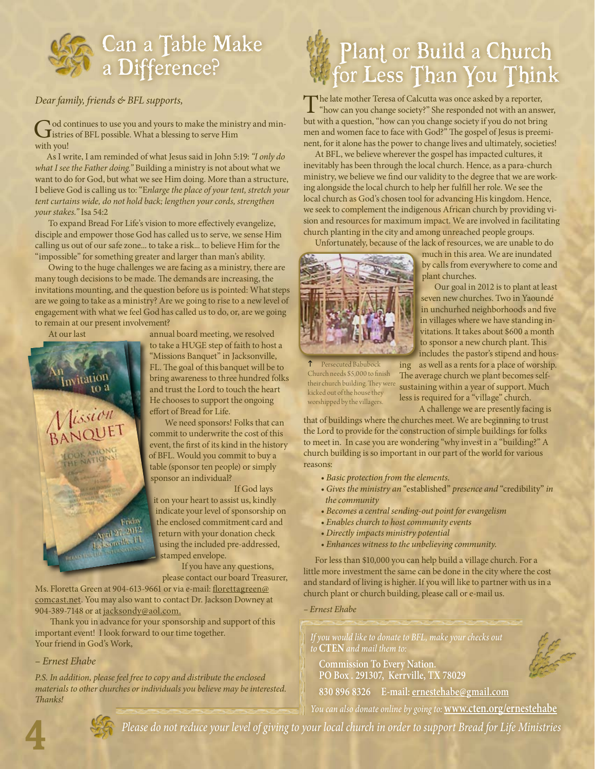# Can a Table Make a Difference?

*Dear family, friends & BFL supports,*

God continues to use you and yours to make the ministry and ministries of BFL possible. What a blessing to serve Him with you!

As I write, I am reminded of what Jesus said in John 5:19: *"I only do what I see the Father doing."* Building a ministry is not about what we want to do for God, but what we see Him doing. More than a structure, I believe God is calling us to: "*Enlarge the place of your tent, stretch your tent curtains wide, do not hold back; lengthen your cords, strengthen your stakes."* Isa 54:2

To expand Bread For Life's vision to more effectively evangelize, disciple and empower those God has called us to serve, we sense Him calling us out of our safe zone... to take a risk... to believe Him for the "impossible" for something greater and larger than man's ability.

Owing to the huge challenges we are facing as a ministry, there are many tough decisions to be made. The demands are increasing, the invitations mounting, and the question before us is pointed: What steps are we going to take as a ministry? Are we going to rise to a new level of engagement with what we feel God has called us to do, or, are we going to remain at our present involvement?

At our last annual board meeting, we resolved to take a HUGE step of faith to host a "Missions Banquet" in Jacksonville, FL. The goal of this banquet will be to bring awareness to three hundred folks and trust the Lord to touch the heart He chooses to support the ongoing effort of Bread for Life.

We need sponsors! Folks that can commit to underwrite the cost of this event, the first of its kind in the history of BFL. Would you commit to buy a table (sponsor ten people) or simply sponsor an individual?

If God lays it on your heart to assist us, kindly indicate your level of sponsorship on the enclosed commitment card and return with your donation check using the included pre-addressed, stamped envelope.

If you have any questions, please contact our board Treasurer, Ms. Floretta Green at 904-613-9661 or via e-mail: florettagreen@comcast.net. You may also want to contact Dr. Jackson Downey at 904-389-7148 or at jacksondy@aol.com.

Thank you in advance for your sponsorship and support of this important event! I look forward to our time together.
Your friend in God's Work,

*– Ernest Ehabe*

*P.S. In addition, please feel free to copy and distribute the enclosed materials to other churches or individuals you believe may be interested. Thanks!*

# Plant or Build a Church for Less Than You Think

The late mother Teresa of Calcutta was once asked by a reporter, "how can you change society?" She responded not with an answer, but with a question, "how can you change society if you do not bring men and women face to face with God?" The gospel of Jesus is preeminent, for it alone has the power to change lives and ultimately, societies!

At BFL, we believe wherever the gospel has impacted cultures, it inevitably has been through the local church. Hence, as a para-church ministry, we believe we find our validity to the degree that we are working alongside the local church to help her fulfill her role. We see the local church as God's chosen tool for advancing His kingdom. Hence, we seek to complement the indigenous African church by providing vision and resources for maximum impact. We are involved in facilitating church planting in the city and among unreached people groups.

Unfortunately, because of the lack of resources, we are unable to do much in this area. We are inundated by calls from everywhere to come and plant churches.

↑ Persecuted Babubock Church needs $5,000 to finish their church building. They were kicked out of the house they worshipped by the villagers.

Our goal in 2012 is to plant at least seven new churches. Two in Yaoundé in unchurhed neighborhoods and five in villages where we have standing invitations. It takes about $600 a month to sponsor a new church plant. This includes the pastor's stipend and housing as well as a rents for a place of worship. The average church we plant becomes self-sustaining within a year of support. Much less is required for a "village" church.

A challenge we are presently facing is that of buildings where the churches meet. We are beginning to trust the Lord to provide for the construction of simple buildings for folks to meet in. In case you are wondering "why invest in a "building?" A church building is so important in our part of the world for various reasons:

- *Basic protection from the elements.*
- *Gives the ministry an* "established" *presence and* "credibility" *in the community*
- *Becomes a central sending-out point for evangelism*
- *Enables church to host community events*
- *Directly impacts ministry potential*
- *Enhances witness to the unbelieving community.*

For less than $10,000 you can help build a village church. For a little more investment the same can be done in the city where the cost and standard of living is higher. If you will like to partner with us in a church plant or church building, please call or e-mail us.

*– Ernest Ehabe*

*If you would like to donate to BFL, make your checks out to* **CTEN** *and mail them to:*

**Commission To Every Nation.**
**PO Box . 291307, Kerrville, TX 78029**

**830 896 8326 E-mail: ernestehabe@gmail.com**

*You can also donate online by going to:* **www.cten.org/ernestehabe**

*Please do not reduce your level of giving to your local church in order to support Bread for Life Ministries*